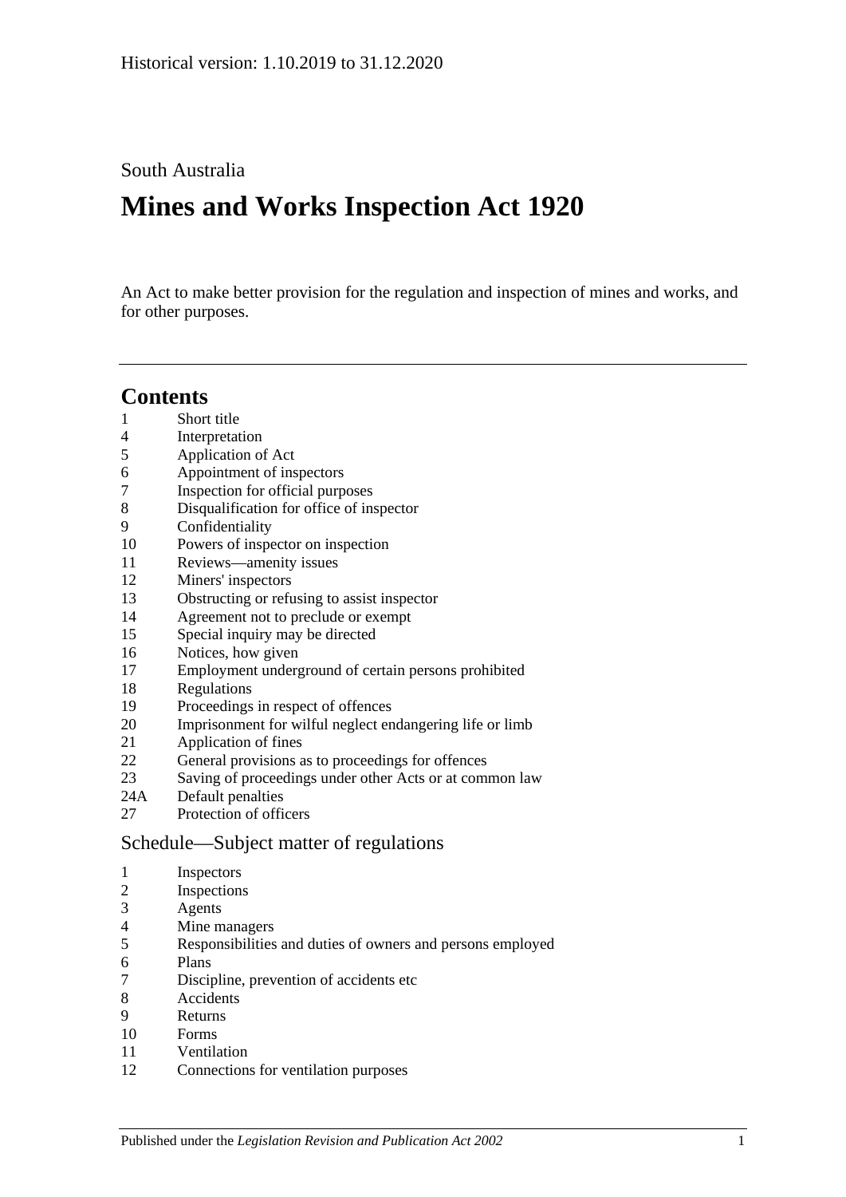Historical version: 1.10.2019 to 31.12.2020

South Australia

# Mines and Works Inspection Act 1920

An Act to make better provision for the regulation and inspection of mines and works, and for other purposes.

## Contents

1 Short title
4 Interpretation
5 Application of Act
6 Appointment of inspectors
7 Inspection for official purposes
8 Disqualification for office of inspector
9 Confidentiality
10 Powers of inspector on inspection
11 Reviews—amenity issues
12 Miners' inspectors
13 Obstructing or refusing to assist inspector
14 Agreement not to preclude or exempt
15 Special inquiry may be directed
16 Notices, how given
17 Employment underground of certain persons prohibited
18 Regulations
19 Proceedings in respect of offences
20 Imprisonment for wilful neglect endangering life or limb
21 Application of fines
22 General provisions as to proceedings for offences
23 Saving of proceedings under other Acts or at common law
24A Default penalties
27 Protection of officers

### Schedule—Subject matter of regulations

1 Inspectors
2 Inspections
3 Agents
4 Mine managers
5 Responsibilities and duties of owners and persons employed
6 Plans
7 Discipline, prevention of accidents etc
8 Accidents
9 Returns
10 Forms
11 Ventilation
12 Connections for ventilation purposes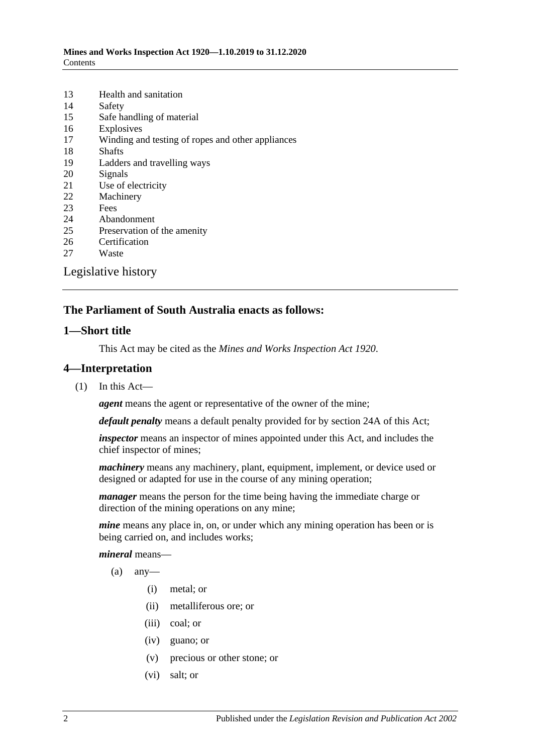13 Health and sanitation
14 Safety
15 Safe handling of material
16 Explosives
17 Winding and testing of ropes and other appliances
18 Shafts
19 Ladders and travelling ways
20 Signals
21 Use of electricity
22 Machinery
23 Fees
24 Abandonment
25 Preservation of the amenity
26 Certification
27 Waste

Legislative history

## The Parliament of South Australia enacts as follows:

## 1—Short title

This Act may be cited as the *Mines and Works Inspection Act 1920*.

## 4—Interpretation

(1) In this Act—

***agent*** means the agent or representative of the owner of the mine;

***default penalty*** means a default penalty provided for by section 24A of this Act;

***inspector*** means an inspector of mines appointed under this Act, and includes the chief inspector of mines;

***machinery*** means any machinery, plant, equipment, implement, or device used or designed or adapted for use in the course of any mining operation;

***manager*** means the person for the time being having the immediate charge or direction of the mining operations on any mine;

***mine*** means any place in, on, or under which any mining operation has been or is being carried on, and includes works;

***mineral*** means—

(a) any—

(i) metal; or

(ii) metalliferous ore; or

(iii) coal; or

(iv) guano; or

(v) precious or other stone; or

(vi) salt; or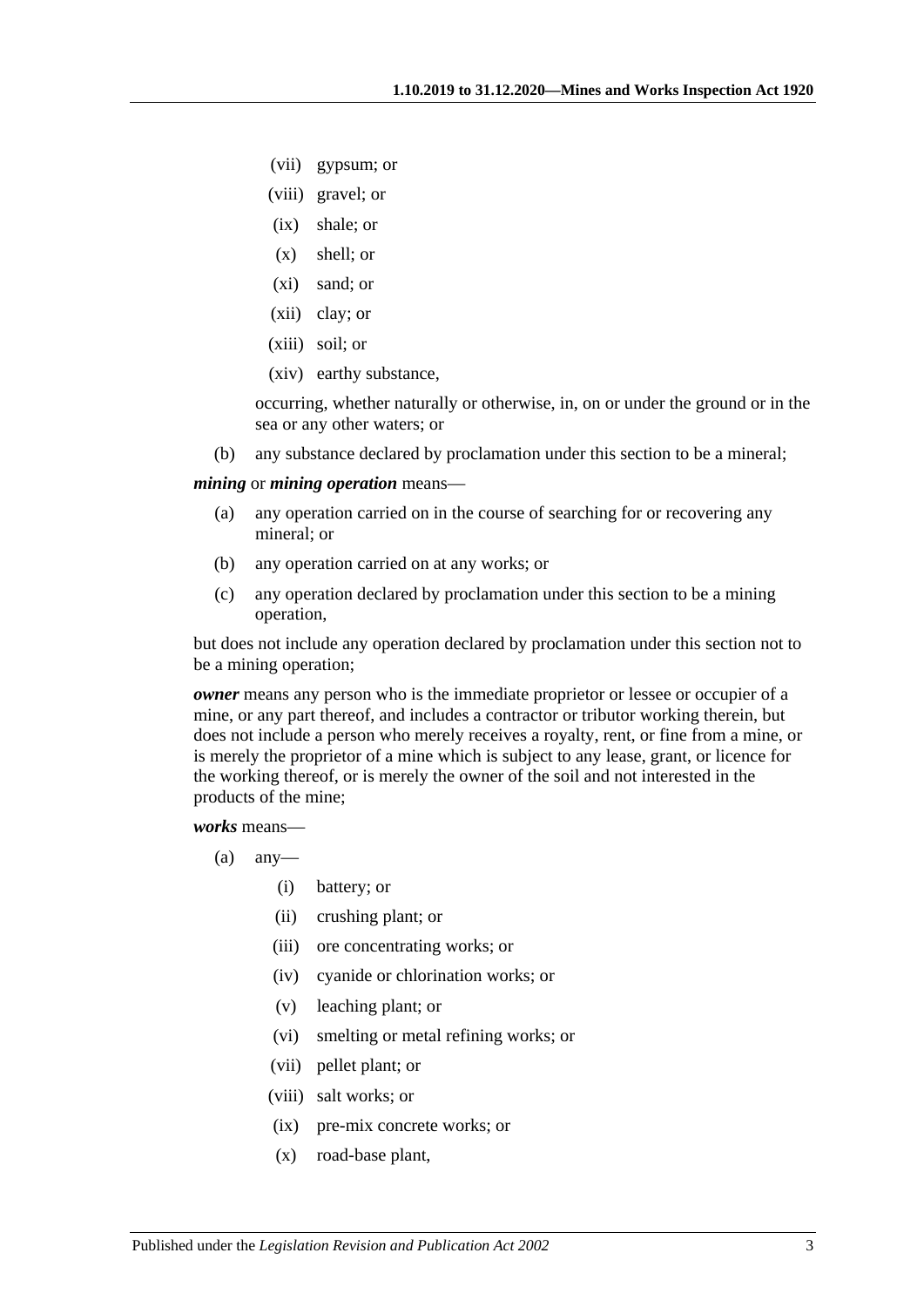(vii) gypsum; or

(viii) gravel; or

(ix) shale; or

(x) shell; or

(xi) sand; or

(xii) clay; or

(xiii) soil; or

(xiv) earthy substance,

occurring, whether naturally or otherwise, in, on or under the ground or in the sea or any other waters; or

(b) any substance declared by proclamation under this section to be a mineral;

***mining*** or ***mining operation*** means—

(a) any operation carried on in the course of searching for or recovering any mineral; or

(b) any operation carried on at any works; or

(c) any operation declared by proclamation under this section to be a mining operation,

but does not include any operation declared by proclamation under this section not to be a mining operation;

***owner*** means any person who is the immediate proprietor or lessee or occupier of a mine, or any part thereof, and includes a contractor or tributor working therein, but does not include a person who merely receives a royalty, rent, or fine from a mine, or is merely the proprietor of a mine which is subject to any lease, grant, or licence for the working thereof, or is merely the owner of the soil and not interested in the products of the mine;

***works*** means—

(a) any—

(i) battery; or

(ii) crushing plant; or

(iii) ore concentrating works; or

(iv) cyanide or chlorination works; or

(v) leaching plant; or

(vi) smelting or metal refining works; or

(vii) pellet plant; or

(viii) salt works; or

(ix) pre-mix concrete works; or

(x) road-base plant,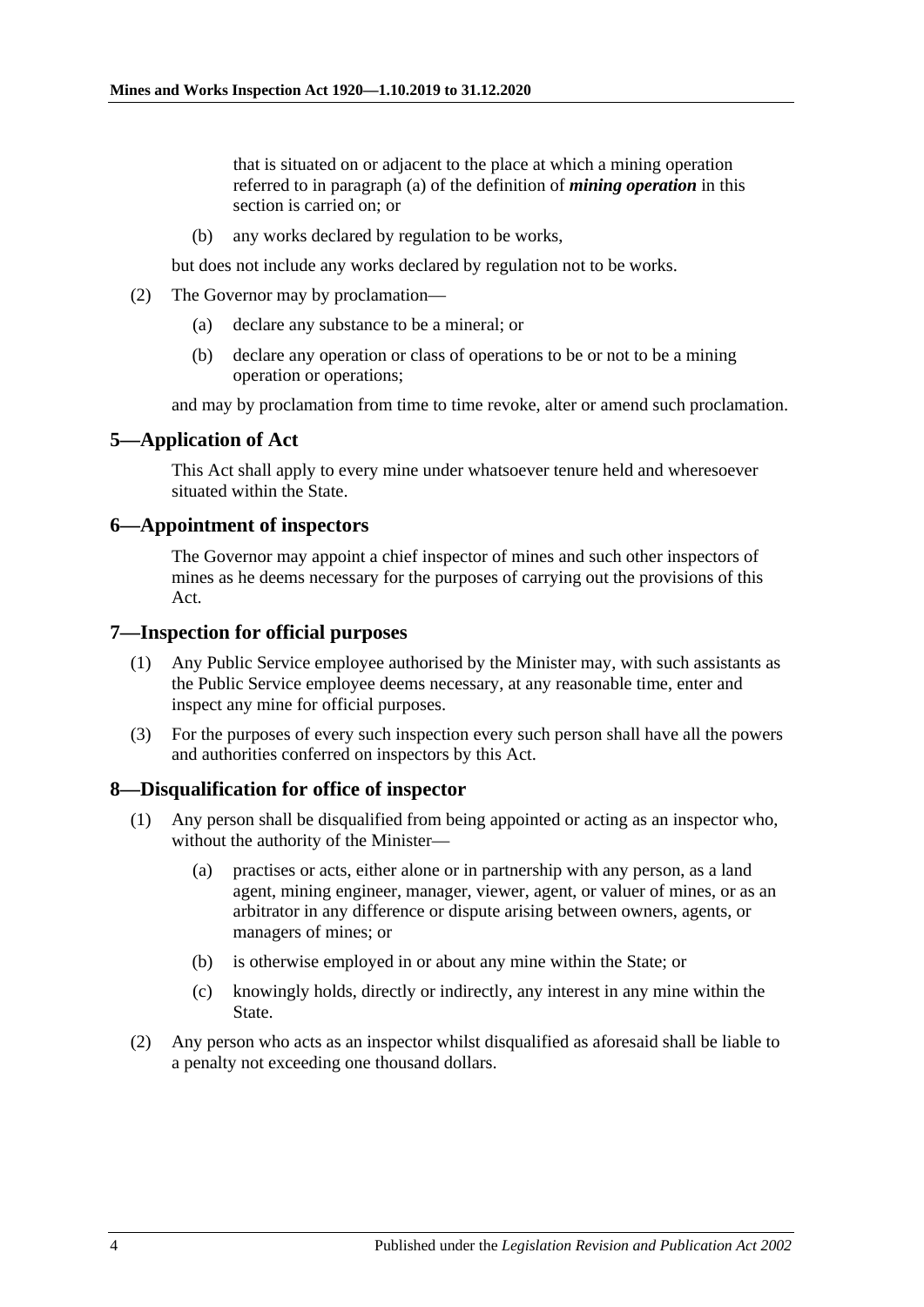that is situated on or adjacent to the place at which a mining operation referred to in paragraph (a) of the definition of ***mining operation*** in this section is carried on; or

(b) any works declared by regulation to be works,

but does not include any works declared by regulation not to be works.

(2) The Governor may by proclamation—

(a) declare any substance to be a mineral; or

(b) declare any operation or class of operations to be or not to be a mining operation or operations;

and may by proclamation from time to time revoke, alter or amend such proclamation.

## 5—Application of Act

This Act shall apply to every mine under whatsoever tenure held and wheresoever situated within the State.

## 6—Appointment of inspectors

The Governor may appoint a chief inspector of mines and such other inspectors of mines as he deems necessary for the purposes of carrying out the provisions of this Act.

## 7—Inspection for official purposes

(1) Any Public Service employee authorised by the Minister may, with such assistants as the Public Service employee deems necessary, at any reasonable time, enter and inspect any mine for official purposes.

(3) For the purposes of every such inspection every such person shall have all the powers and authorities conferred on inspectors by this Act.

## 8—Disqualification for office of inspector

(1) Any person shall be disqualified from being appointed or acting as an inspector who, without the authority of the Minister—

(a) practises or acts, either alone or in partnership with any person, as a land agent, mining engineer, manager, viewer, agent, or valuer of mines, or as an arbitrator in any difference or dispute arising between owners, agents, or managers of mines; or

(b) is otherwise employed in or about any mine within the State; or

(c) knowingly holds, directly or indirectly, any interest in any mine within the State.

(2) Any person who acts as an inspector whilst disqualified as aforesaid shall be liable to a penalty not exceeding one thousand dollars.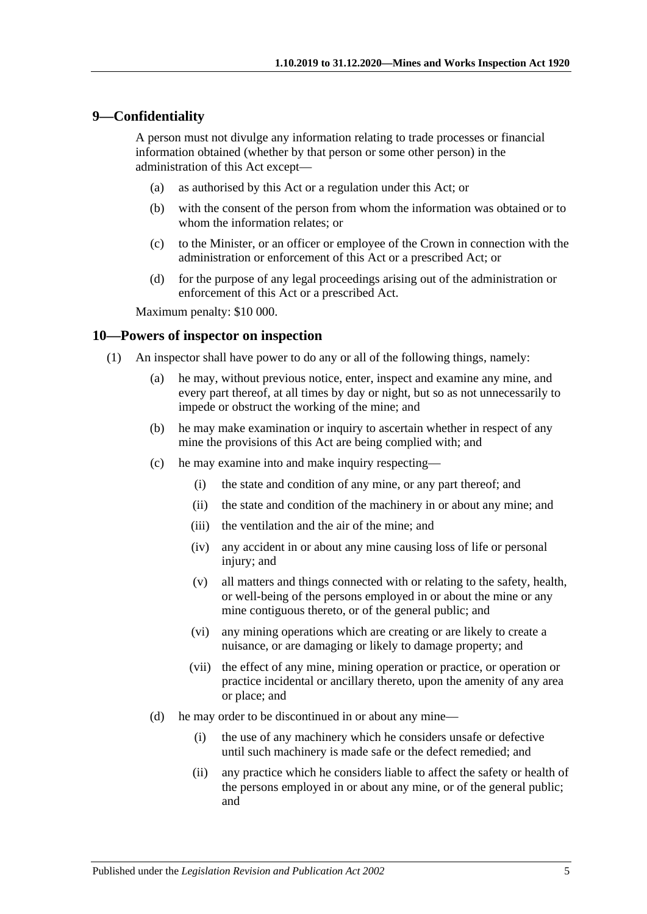## 9—Confidentiality

A person must not divulge any information relating to trade processes or financial information obtained (whether by that person or some other person) in the administration of this Act except—

(a) as authorised by this Act or a regulation under this Act; or

(b) with the consent of the person from whom the information was obtained or to whom the information relates; or

(c) to the Minister, or an officer or employee of the Crown in connection with the administration or enforcement of this Act or a prescribed Act; or

(d) for the purpose of any legal proceedings arising out of the administration or enforcement of this Act or a prescribed Act.

Maximum penalty: $10 000.

## 10—Powers of inspector on inspection

(1) An inspector shall have power to do any or all of the following things, namely:

(a) he may, without previous notice, enter, inspect and examine any mine, and every part thereof, at all times by day or night, but so as not unnecessarily to impede or obstruct the working of the mine; and

(b) he may make examination or inquiry to ascertain whether in respect of any mine the provisions of this Act are being complied with; and

(c) he may examine into and make inquiry respecting—

(i) the state and condition of any mine, or any part thereof; and

(ii) the state and condition of the machinery in or about any mine; and

(iii) the ventilation and the air of the mine; and

(iv) any accident in or about any mine causing loss of life or personal injury; and

(v) all matters and things connected with or relating to the safety, health, or well-being of the persons employed in or about the mine or any mine contiguous thereto, or of the general public; and

(vi) any mining operations which are creating or are likely to create a nuisance, or are damaging or likely to damage property; and

(vii) the effect of any mine, mining operation or practice, or operation or practice incidental or ancillary thereto, upon the amenity of any area or place; and

(d) he may order to be discontinued in or about any mine—

(i) the use of any machinery which he considers unsafe or defective until such machinery is made safe or the defect remedied; and

(ii) any practice which he considers liable to affect the safety or health of the persons employed in or about any mine, or of the general public; and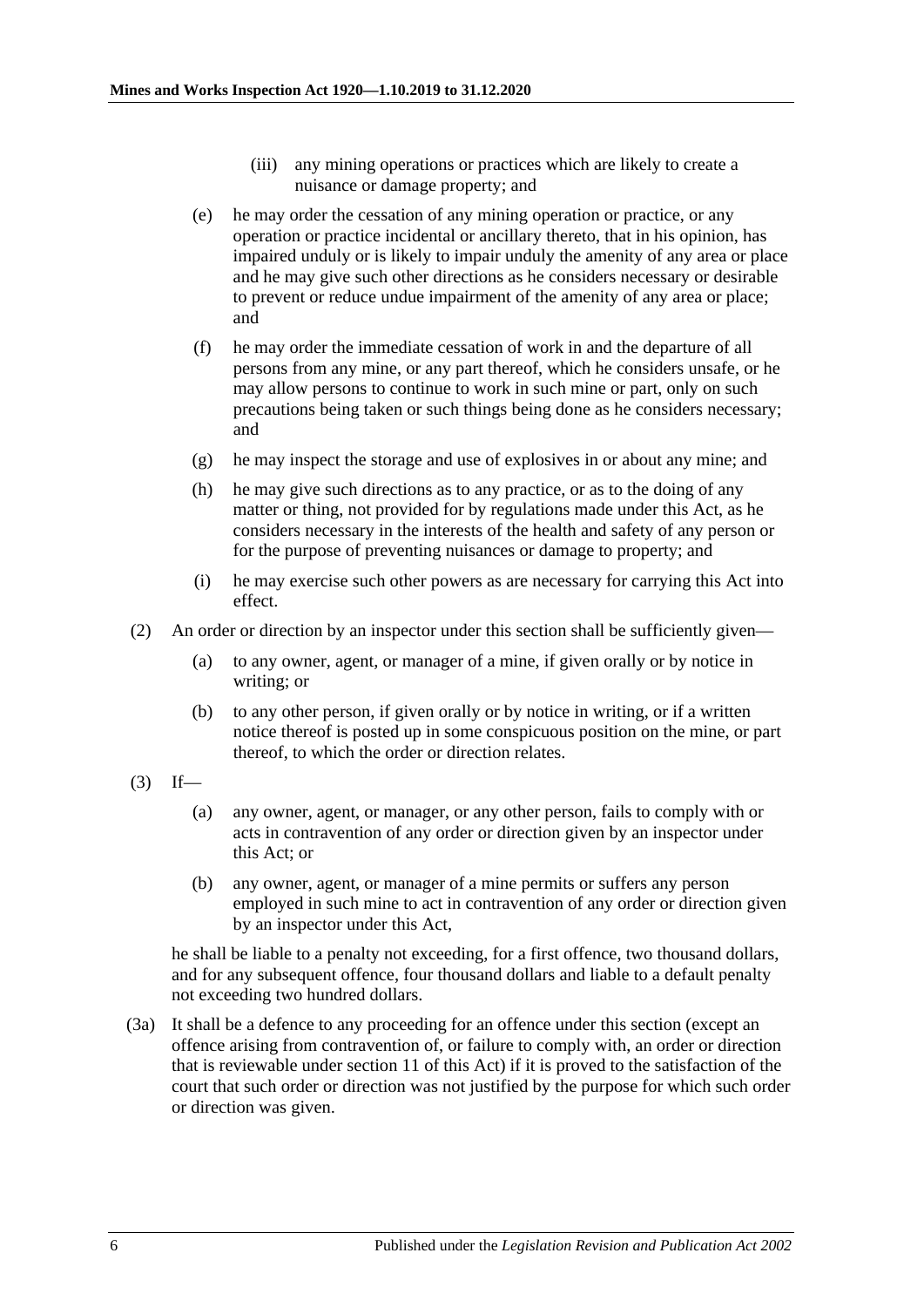(iii) any mining operations or practices which are likely to create a nuisance or damage property; and

(e) he may order the cessation of any mining operation or practice, or any operation or practice incidental or ancillary thereto, that in his opinion, has impaired unduly or is likely to impair unduly the amenity of any area or place and he may give such other directions as he considers necessary or desirable to prevent or reduce undue impairment of the amenity of any area or place; and

(f) he may order the immediate cessation of work in and the departure of all persons from any mine, or any part thereof, which he considers unsafe, or he may allow persons to continue to work in such mine or part, only on such precautions being taken or such things being done as he considers necessary; and

(g) he may inspect the storage and use of explosives in or about any mine; and

(h) he may give such directions as to any practice, or as to the doing of any matter or thing, not provided for by regulations made under this Act, as he considers necessary in the interests of the health and safety of any person or for the purpose of preventing nuisances or damage to property; and

(i) he may exercise such other powers as are necessary for carrying this Act into effect.

(2) An order or direction by an inspector under this section shall be sufficiently given—

(a) to any owner, agent, or manager of a mine, if given orally or by notice in writing; or

(b) to any other person, if given orally or by notice in writing, or if a written notice thereof is posted up in some conspicuous position on the mine, or part thereof, to which the order or direction relates.

(3) If—

(a) any owner, agent, or manager, or any other person, fails to comply with or acts in contravention of any order or direction given by an inspector under this Act; or

(b) any owner, agent, or manager of a mine permits or suffers any person employed in such mine to act in contravention of any order or direction given by an inspector under this Act,

he shall be liable to a penalty not exceeding, for a first offence, two thousand dollars, and for any subsequent offence, four thousand dollars and liable to a default penalty not exceeding two hundred dollars.

(3a) It shall be a defence to any proceeding for an offence under this section (except an offence arising from contravention of, or failure to comply with, an order or direction that is reviewable under section 11 of this Act) if it is proved to the satisfaction of the court that such order or direction was not justified by the purpose for which such order or direction was given.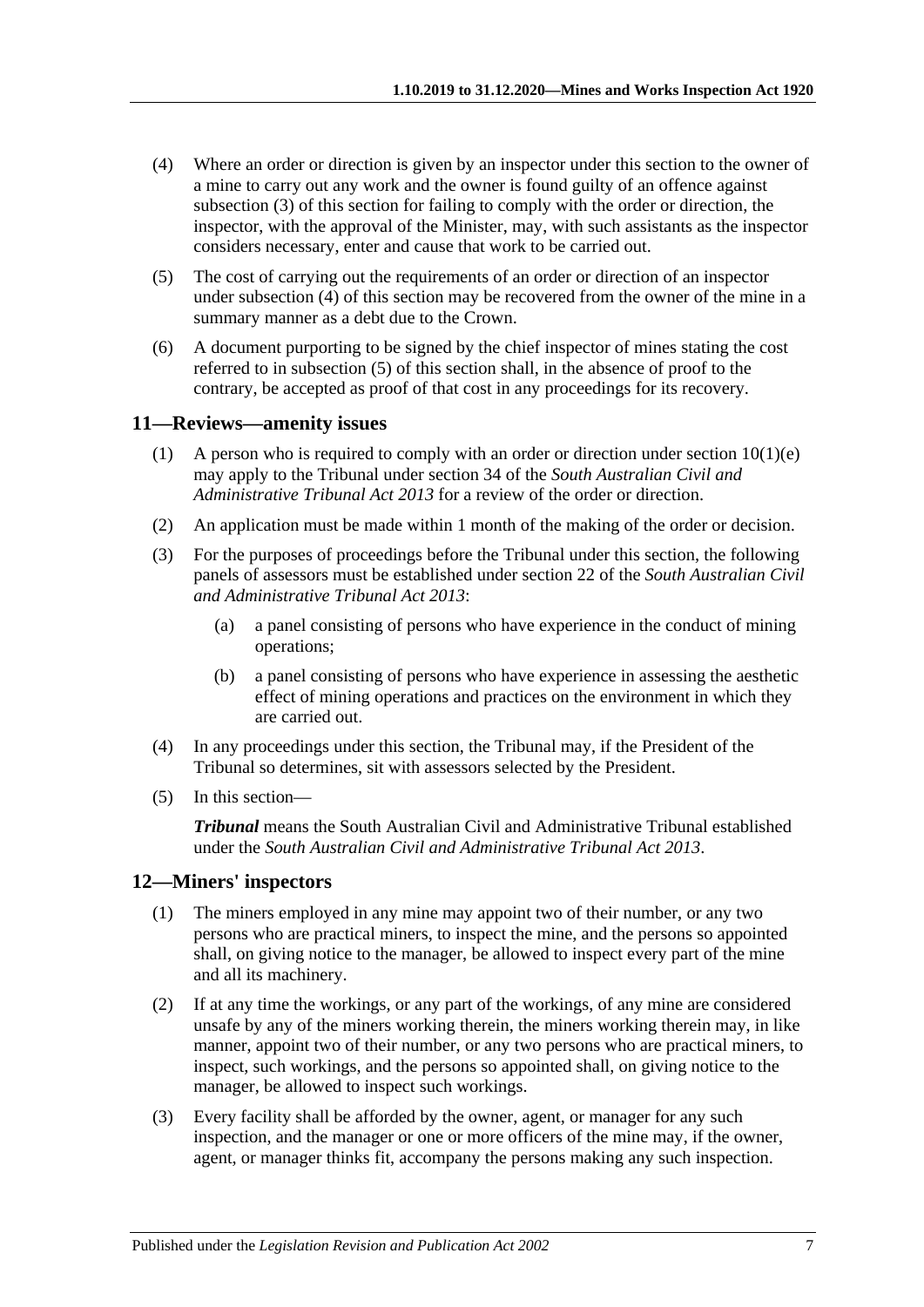(4) Where an order or direction is given by an inspector under this section to the owner of a mine to carry out any work and the owner is found guilty of an offence against subsection (3) of this section for failing to comply with the order or direction, the inspector, with the approval of the Minister, may, with such assistants as the inspector considers necessary, enter and cause that work to be carried out.

(5) The cost of carrying out the requirements of an order or direction of an inspector under subsection (4) of this section may be recovered from the owner of the mine in a summary manner as a debt due to the Crown.

(6) A document purporting to be signed by the chief inspector of mines stating the cost referred to in subsection (5) of this section shall, in the absence of proof to the contrary, be accepted as proof of that cost in any proceedings for its recovery.

## 11—Reviews—amenity issues

(1) A person who is required to comply with an order or direction under section 10(1)(e) may apply to the Tribunal under section 34 of the *South Australian Civil and Administrative Tribunal Act 2013* for a review of the order or direction.

(2) An application must be made within 1 month of the making of the order or decision.

(3) For the purposes of proceedings before the Tribunal under this section, the following panels of assessors must be established under section 22 of the *South Australian Civil and Administrative Tribunal Act 2013*:

- (a) a panel consisting of persons who have experience in the conduct of mining operations;
- (b) a panel consisting of persons who have experience in assessing the aesthetic effect of mining operations and practices on the environment in which they are carried out.

(4) In any proceedings under this section, the Tribunal may, if the President of the Tribunal so determines, sit with assessors selected by the President.

(5) In this section—

***Tribunal*** means the South Australian Civil and Administrative Tribunal established under the *South Australian Civil and Administrative Tribunal Act 2013*.

## 12—Miners' inspectors

(1) The miners employed in any mine may appoint two of their number, or any two persons who are practical miners, to inspect the mine, and the persons so appointed shall, on giving notice to the manager, be allowed to inspect every part of the mine and all its machinery.

(2) If at any time the workings, or any part of the workings, of any mine are considered unsafe by any of the miners working therein, the miners working therein may, in like manner, appoint two of their number, or any two persons who are practical miners, to inspect, such workings, and the persons so appointed shall, on giving notice to the manager, be allowed to inspect such workings.

(3) Every facility shall be afforded by the owner, agent, or manager for any such inspection, and the manager or one or more officers of the mine may, if the owner, agent, or manager thinks fit, accompany the persons making any such inspection.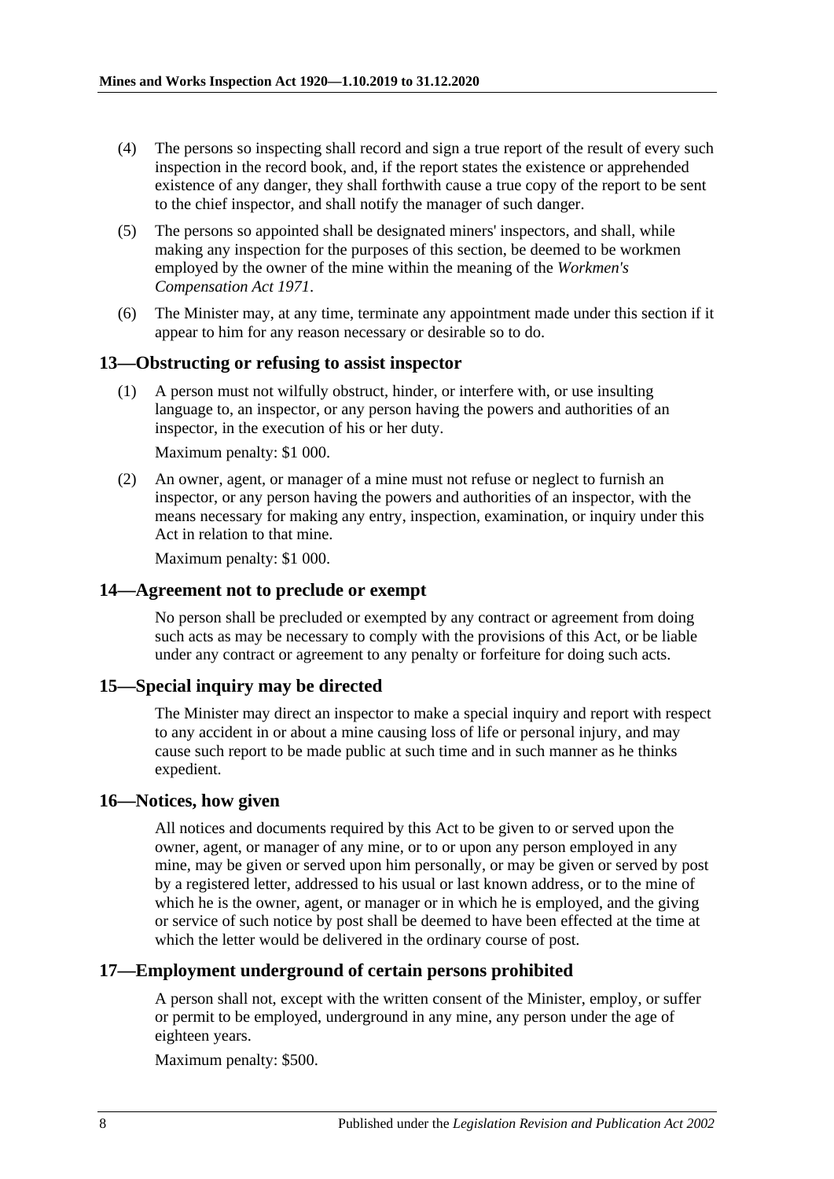(4) The persons so inspecting shall record and sign a true report of the result of every such inspection in the record book, and, if the report states the existence or apprehended existence of any danger, they shall forthwith cause a true copy of the report to be sent to the chief inspector, and shall notify the manager of such danger.

(5) The persons so appointed shall be designated miners' inspectors, and shall, while making any inspection for the purposes of this section, be deemed to be workmen employed by the owner of the mine within the meaning of the *Workmen's Compensation Act 1971*.

(6) The Minister may, at any time, terminate any appointment made under this section if it appear to him for any reason necessary or desirable so to do.

## 13—Obstructing or refusing to assist inspector

(1) A person must not wilfully obstruct, hinder, or interfere with, or use insulting language to, an inspector, or any person having the powers and authorities of an inspector, in the execution of his or her duty.

Maximum penalty: $1 000.

(2) An owner, agent, or manager of a mine must not refuse or neglect to furnish an inspector, or any person having the powers and authorities of an inspector, with the means necessary for making any entry, inspection, examination, or inquiry under this Act in relation to that mine.

Maximum penalty: $1 000.

## 14—Agreement not to preclude or exempt

No person shall be precluded or exempted by any contract or agreement from doing such acts as may be necessary to comply with the provisions of this Act, or be liable under any contract or agreement to any penalty or forfeiture for doing such acts.

## 15—Special inquiry may be directed

The Minister may direct an inspector to make a special inquiry and report with respect to any accident in or about a mine causing loss of life or personal injury, and may cause such report to be made public at such time and in such manner as he thinks expedient.

## 16—Notices, how given

All notices and documents required by this Act to be given to or served upon the owner, agent, or manager of any mine, or to or upon any person employed in any mine, may be given or served upon him personally, or may be given or served by post by a registered letter, addressed to his usual or last known address, or to the mine of which he is the owner, agent, or manager or in which he is employed, and the giving or service of such notice by post shall be deemed to have been effected at the time at which the letter would be delivered in the ordinary course of post.

## 17—Employment underground of certain persons prohibited

A person shall not, except with the written consent of the Minister, employ, or suffer or permit to be employed, underground in any mine, any person under the age of eighteen years.

Maximum penalty: $500.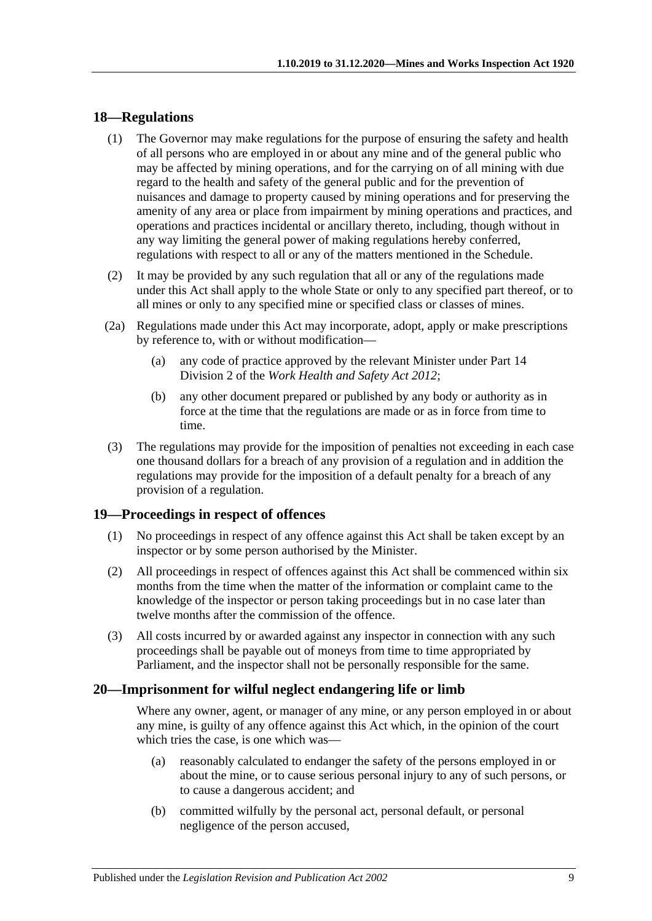## 18—Regulations

(1) The Governor may make regulations for the purpose of ensuring the safety and health of all persons who are employed in or about any mine and of the general public who may be affected by mining operations, and for the carrying on of all mining with due regard to the health and safety of the general public and for the prevention of nuisances and damage to property caused by mining operations and for preserving the amenity of any area or place from impairment by mining operations and practices, and operations and practices incidental or ancillary thereto, including, though without in any way limiting the general power of making regulations hereby conferred, regulations with respect to all or any of the matters mentioned in the Schedule.

(2) It may be provided by any such regulation that all or any of the regulations made under this Act shall apply to the whole State or only to any specified part thereof, or to all mines or only to any specified mine or specified class or classes of mines.

(2a) Regulations made under this Act may incorporate, adopt, apply or make prescriptions by reference to, with or without modification—

- (a) any code of practice approved by the relevant Minister under Part 14 Division 2 of the *Work Health and Safety Act 2012*;
- (b) any other document prepared or published by any body or authority as in force at the time that the regulations are made or as in force from time to time.

(3) The regulations may provide for the imposition of penalties not exceeding in each case one thousand dollars for a breach of any provision of a regulation and in addition the regulations may provide for the imposition of a default penalty for a breach of any provision of a regulation.

## 19—Proceedings in respect of offences

(1) No proceedings in respect of any offence against this Act shall be taken except by an inspector or by some person authorised by the Minister.

(2) All proceedings in respect of offences against this Act shall be commenced within six months from the time when the matter of the information or complaint came to the knowledge of the inspector or person taking proceedings but in no case later than twelve months after the commission of the offence.

(3) All costs incurred by or awarded against any inspector in connection with any such proceedings shall be payable out of moneys from time to time appropriated by Parliament, and the inspector shall not be personally responsible for the same.

## 20—Imprisonment for wilful neglect endangering life or limb

Where any owner, agent, or manager of any mine, or any person employed in or about any mine, is guilty of any offence against this Act which, in the opinion of the court which tries the case, is one which was—

- (a) reasonably calculated to endanger the safety of the persons employed in or about the mine, or to cause serious personal injury to any of such persons, or to cause a dangerous accident; and
- (b) committed wilfully by the personal act, personal default, or personal negligence of the person accused,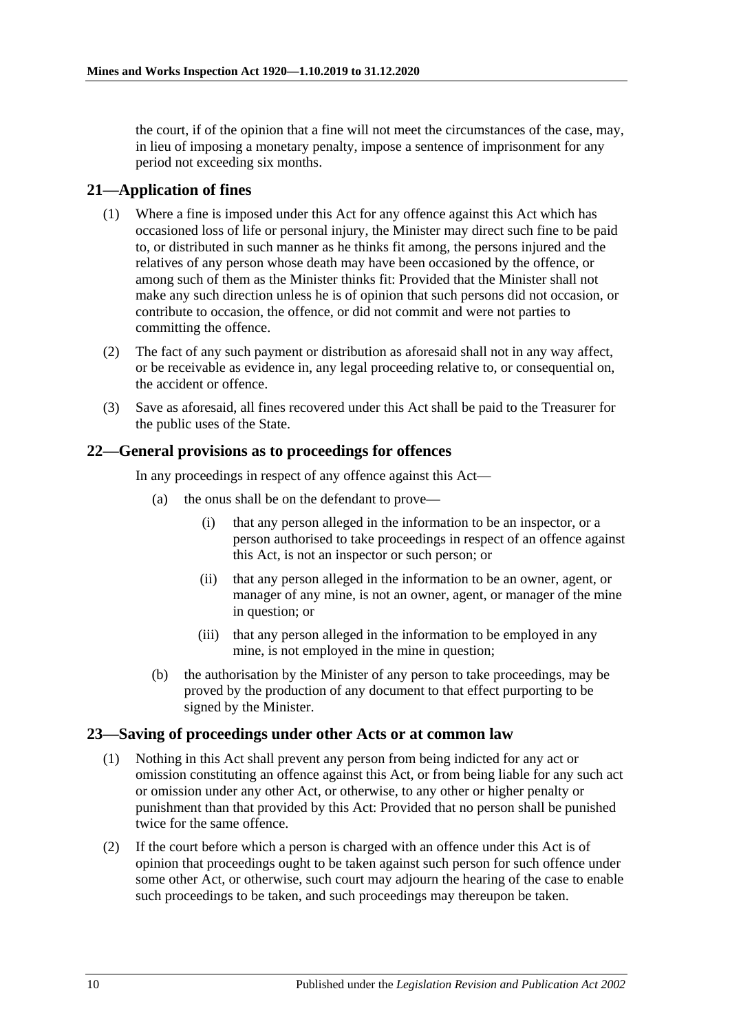the court, if of the opinion that a fine will not meet the circumstances of the case, may, in lieu of imposing a monetary penalty, impose a sentence of imprisonment for any period not exceeding six months.

## 21—Application of fines

(1) Where a fine is imposed under this Act for any offence against this Act which has occasioned loss of life or personal injury, the Minister may direct such fine to be paid to, or distributed in such manner as he thinks fit among, the persons injured and the relatives of any person whose death may have been occasioned by the offence, or among such of them as the Minister thinks fit: Provided that the Minister shall not make any such direction unless he is of opinion that such persons did not occasion, or contribute to occasion, the offence, or did not commit and were not parties to committing the offence.

(2) The fact of any such payment or distribution as aforesaid shall not in any way affect, or be receivable as evidence in, any legal proceeding relative to, or consequential on, the accident or offence.

(3) Save as aforesaid, all fines recovered under this Act shall be paid to the Treasurer for the public uses of the State.

## 22—General provisions as to proceedings for offences

In any proceedings in respect of any offence against this Act—

(a) the onus shall be on the defendant to prove—

(i) that any person alleged in the information to be an inspector, or a person authorised to take proceedings in respect of an offence against this Act, is not an inspector or such person; or

(ii) that any person alleged in the information to be an owner, agent, or manager of any mine, is not an owner, agent, or manager of the mine in question; or

(iii) that any person alleged in the information to be employed in any mine, is not employed in the mine in question;

(b) the authorisation by the Minister of any person to take proceedings, may be proved by the production of any document to that effect purporting to be signed by the Minister.

## 23—Saving of proceedings under other Acts or at common law

(1) Nothing in this Act shall prevent any person from being indicted for any act or omission constituting an offence against this Act, or from being liable for any such act or omission under any other Act, or otherwise, to any other or higher penalty or punishment than that provided by this Act: Provided that no person shall be punished twice for the same offence.

(2) If the court before which a person is charged with an offence under this Act is of opinion that proceedings ought to be taken against such person for such offence under some other Act, or otherwise, such court may adjourn the hearing of the case to enable such proceedings to be taken, and such proceedings may thereupon be taken.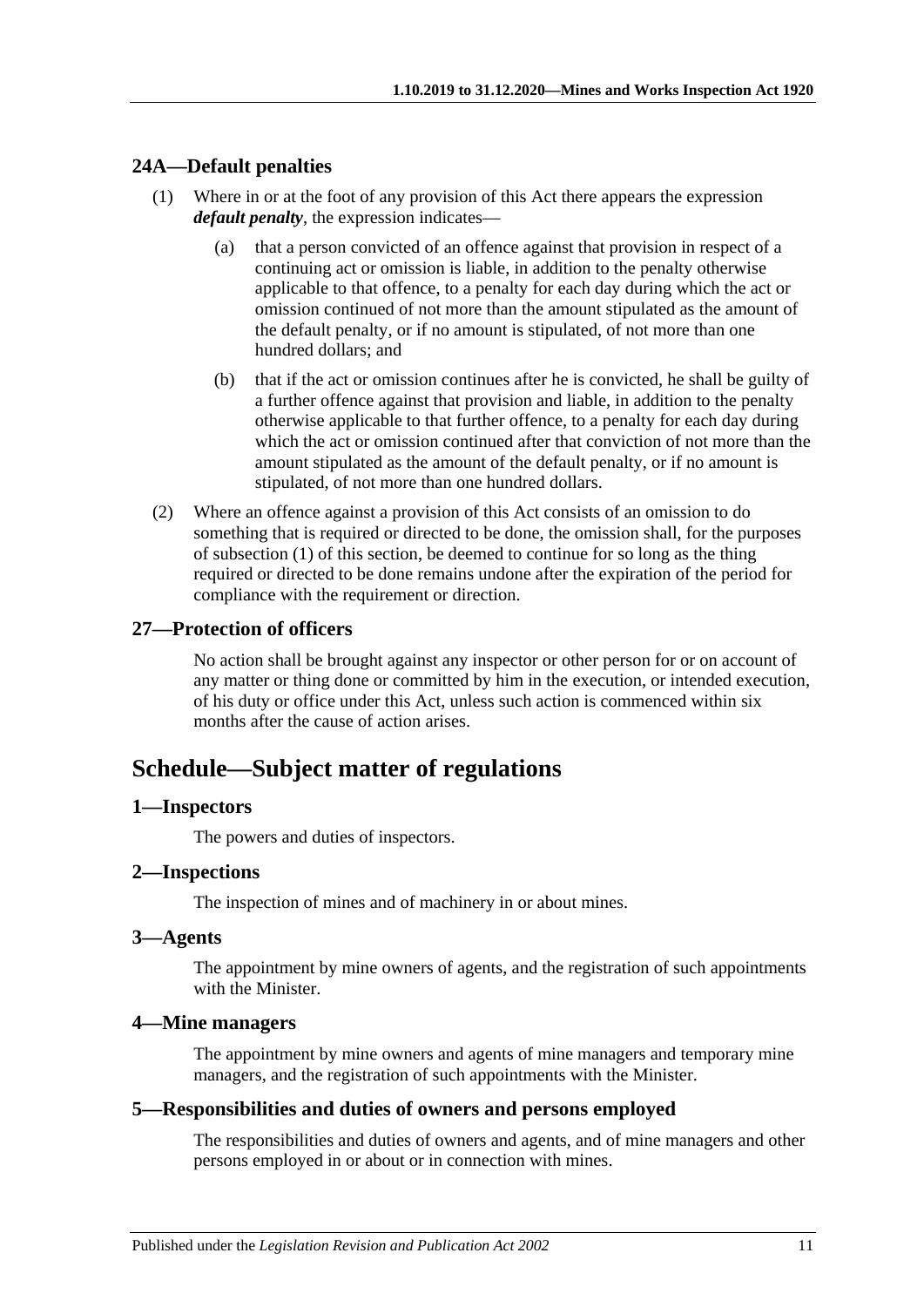## 24A—Default penalties

(1) Where in or at the foot of any provision of this Act there appears the expression ***default penalty***, the expression indicates—

(a) that a person convicted of an offence against that provision in respect of a continuing act or omission is liable, in addition to the penalty otherwise applicable to that offence, to a penalty for each day during which the act or omission continued of not more than the amount stipulated as the amount of the default penalty, or if no amount is stipulated, of not more than one hundred dollars; and

(b) that if the act or omission continues after he is convicted, he shall be guilty of a further offence against that provision and liable, in addition to the penalty otherwise applicable to that further offence, to a penalty for each day during which the act or omission continued after that conviction of not more than the amount stipulated as the amount of the default penalty, or if no amount is stipulated, of not more than one hundred dollars.

(2) Where an offence against a provision of this Act consists of an omission to do something that is required or directed to be done, the omission shall, for the purposes of subsection (1) of this section, be deemed to continue for so long as the thing required or directed to be done remains undone after the expiration of the period for compliance with the requirement or direction.

## 27—Protection of officers

No action shall be brought against any inspector or other person for or on account of any matter or thing done or committed by him in the execution, or intended execution, of his duty or office under this Act, unless such action is commenced within six months after the cause of action arises.

# Schedule—Subject matter of regulations

## 1—Inspectors

The powers and duties of inspectors.

## 2—Inspections

The inspection of mines and of machinery in or about mines.

## 3—Agents

The appointment by mine owners of agents, and the registration of such appointments with the Minister.

## 4—Mine managers

The appointment by mine owners and agents of mine managers and temporary mine managers, and the registration of such appointments with the Minister.

## 5—Responsibilities and duties of owners and persons employed

The responsibilities and duties of owners and agents, and of mine managers and other persons employed in or about or in connection with mines.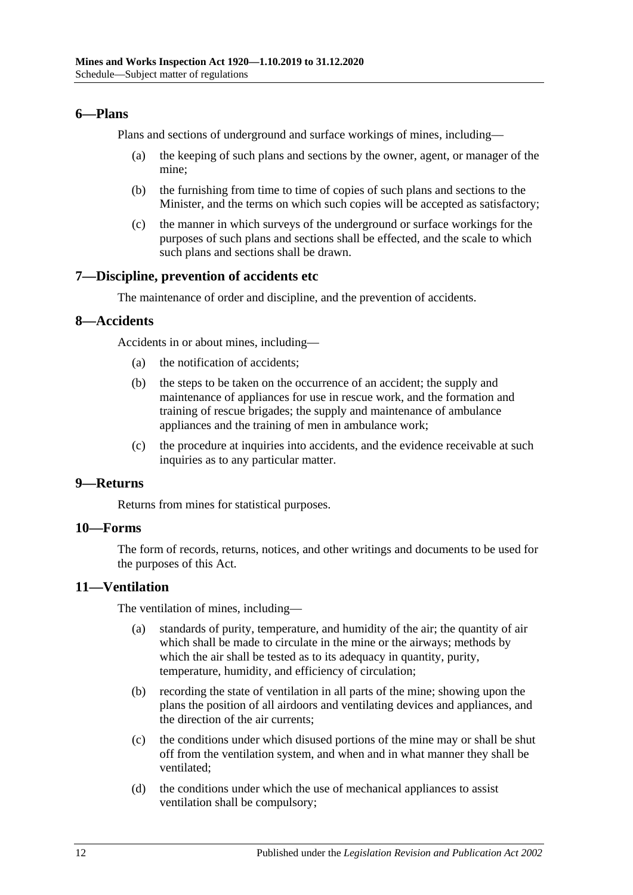## 6—Plans

Plans and sections of underground and surface workings of mines, including—

(a) the keeping of such plans and sections by the owner, agent, or manager of the mine;

(b) the furnishing from time to time of copies of such plans and sections to the Minister, and the terms on which such copies will be accepted as satisfactory;

(c) the manner in which surveys of the underground or surface workings for the purposes of such plans and sections shall be effected, and the scale to which such plans and sections shall be drawn.

## 7—Discipline, prevention of accidents etc

The maintenance of order and discipline, and the prevention of accidents.

## 8—Accidents

Accidents in or about mines, including—

(a) the notification of accidents;

(b) the steps to be taken on the occurrence of an accident; the supply and maintenance of appliances for use in rescue work, and the formation and training of rescue brigades; the supply and maintenance of ambulance appliances and the training of men in ambulance work;

(c) the procedure at inquiries into accidents, and the evidence receivable at such inquiries as to any particular matter.

## 9—Returns

Returns from mines for statistical purposes.

## 10—Forms

The form of records, returns, notices, and other writings and documents to be used for the purposes of this Act.

## 11—Ventilation

The ventilation of mines, including—

(a) standards of purity, temperature, and humidity of the air; the quantity of air which shall be made to circulate in the mine or the airways; methods by which the air shall be tested as to its adequacy in quantity, purity, temperature, humidity, and efficiency of circulation;

(b) recording the state of ventilation in all parts of the mine; showing upon the plans the position of all airdoors and ventilating devices and appliances, and the direction of the air currents;

(c) the conditions under which disused portions of the mine may or shall be shut off from the ventilation system, and when and in what manner they shall be ventilated;

(d) the conditions under which the use of mechanical appliances to assist ventilation shall be compulsory;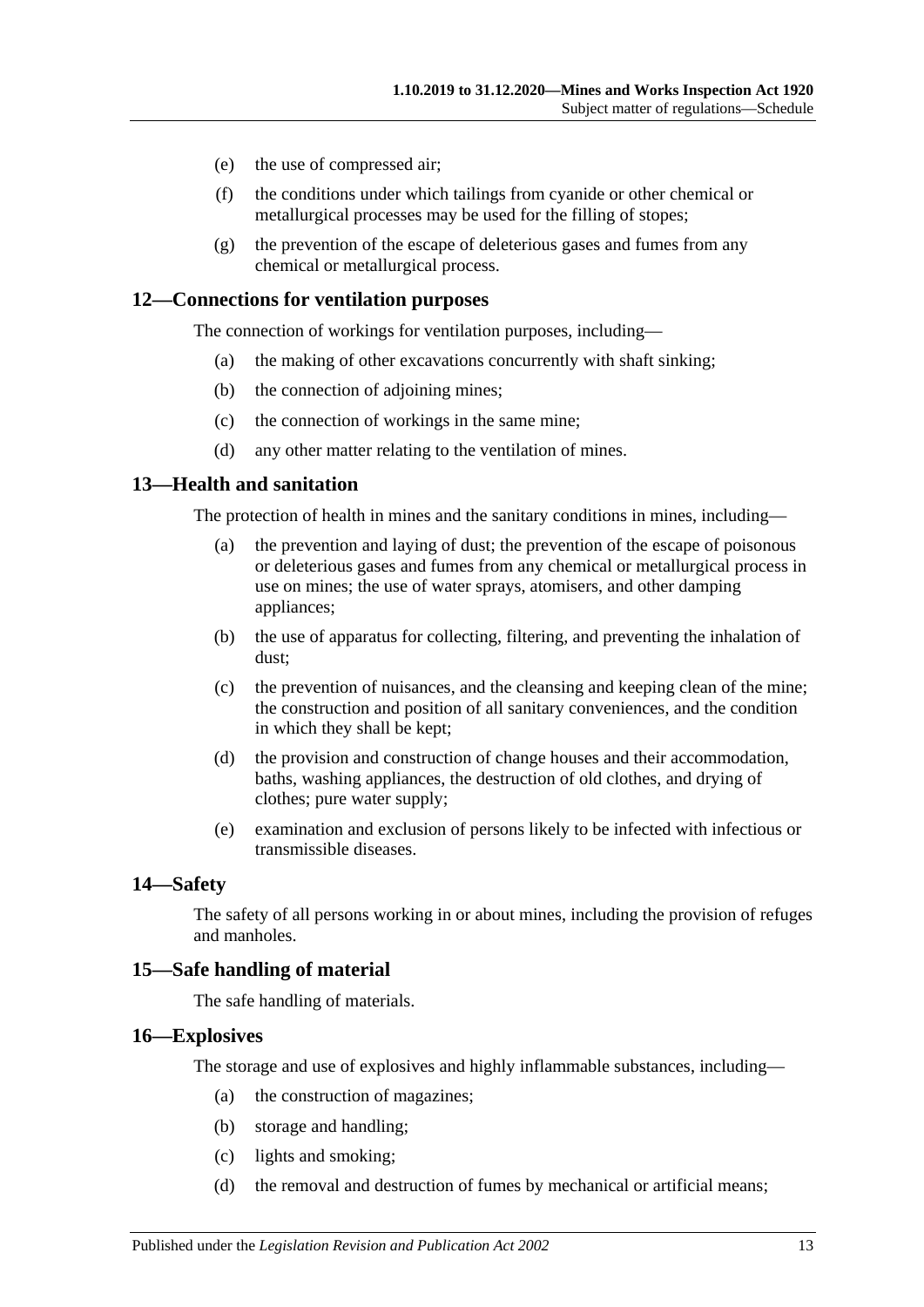(e) the use of compressed air;

(f) the conditions under which tailings from cyanide or other chemical or metallurgical processes may be used for the filling of stopes;

(g) the prevention of the escape of deleterious gases and fumes from any chemical or metallurgical process.

## 12—Connections for ventilation purposes

The connection of workings for ventilation purposes, including—

(a) the making of other excavations concurrently with shaft sinking;

(b) the connection of adjoining mines;

(c) the connection of workings in the same mine;

(d) any other matter relating to the ventilation of mines.

## 13—Health and sanitation

The protection of health in mines and the sanitary conditions in mines, including—

(a) the prevention and laying of dust; the prevention of the escape of poisonous or deleterious gases and fumes from any chemical or metallurgical process in use on mines; the use of water sprays, atomisers, and other damping appliances;

(b) the use of apparatus for collecting, filtering, and preventing the inhalation of dust;

(c) the prevention of nuisances, and the cleansing and keeping clean of the mine; the construction and position of all sanitary conveniences, and the condition in which they shall be kept;

(d) the provision and construction of change houses and their accommodation, baths, washing appliances, the destruction of old clothes, and drying of clothes; pure water supply;

(e) examination and exclusion of persons likely to be infected with infectious or transmissible diseases.

## 14—Safety

The safety of all persons working in or about mines, including the provision of refuges and manholes.

## 15—Safe handling of material

The safe handling of materials.

## 16—Explosives

The storage and use of explosives and highly inflammable substances, including—

(a) the construction of magazines;

(b) storage and handling;

(c) lights and smoking;

(d) the removal and destruction of fumes by mechanical or artificial means;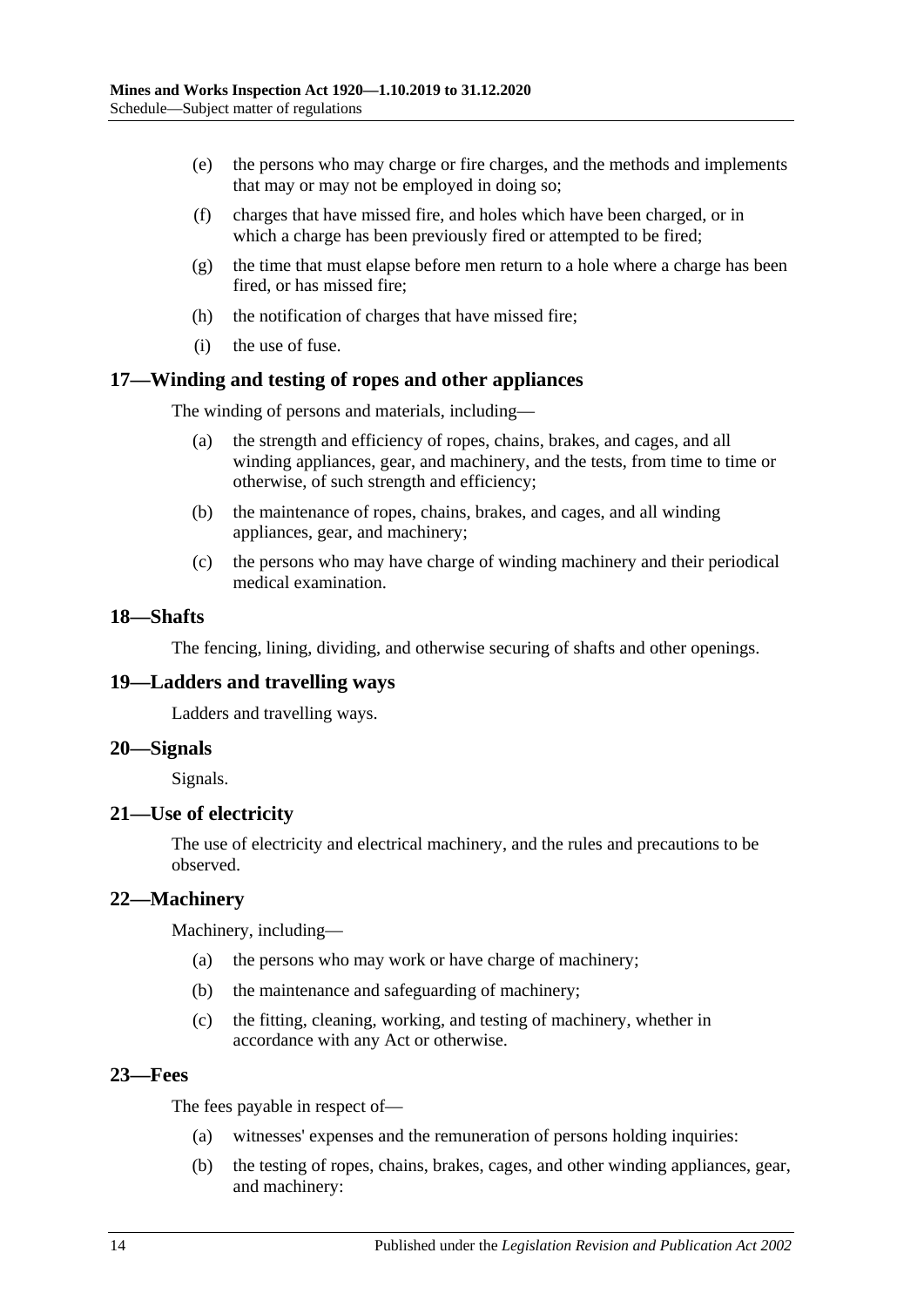(e) the persons who may charge or fire charges, and the methods and implements that may or may not be employed in doing so;

(f) charges that have missed fire, and holes which have been charged, or in which a charge has been previously fired or attempted to be fired;

(g) the time that must elapse before men return to a hole where a charge has been fired, or has missed fire;

(h) the notification of charges that have missed fire;

(i) the use of fuse.

## 17—Winding and testing of ropes and other appliances

The winding of persons and materials, including—

(a) the strength and efficiency of ropes, chains, brakes, and cages, and all winding appliances, gear, and machinery, and the tests, from time to time or otherwise, of such strength and efficiency;

(b) the maintenance of ropes, chains, brakes, and cages, and all winding appliances, gear, and machinery;

(c) the persons who may have charge of winding machinery and their periodical medical examination.

## 18—Shafts

The fencing, lining, dividing, and otherwise securing of shafts and other openings.

## 19—Ladders and travelling ways

Ladders and travelling ways.

## 20—Signals

Signals.

## 21—Use of electricity

The use of electricity and electrical machinery, and the rules and precautions to be observed.

## 22—Machinery

Machinery, including—

(a) the persons who may work or have charge of machinery;

(b) the maintenance and safeguarding of machinery;

(c) the fitting, cleaning, working, and testing of machinery, whether in accordance with any Act or otherwise.

## 23—Fees

The fees payable in respect of—

(a) witnesses' expenses and the remuneration of persons holding inquiries:

(b) the testing of ropes, chains, brakes, cages, and other winding appliances, gear, and machinery: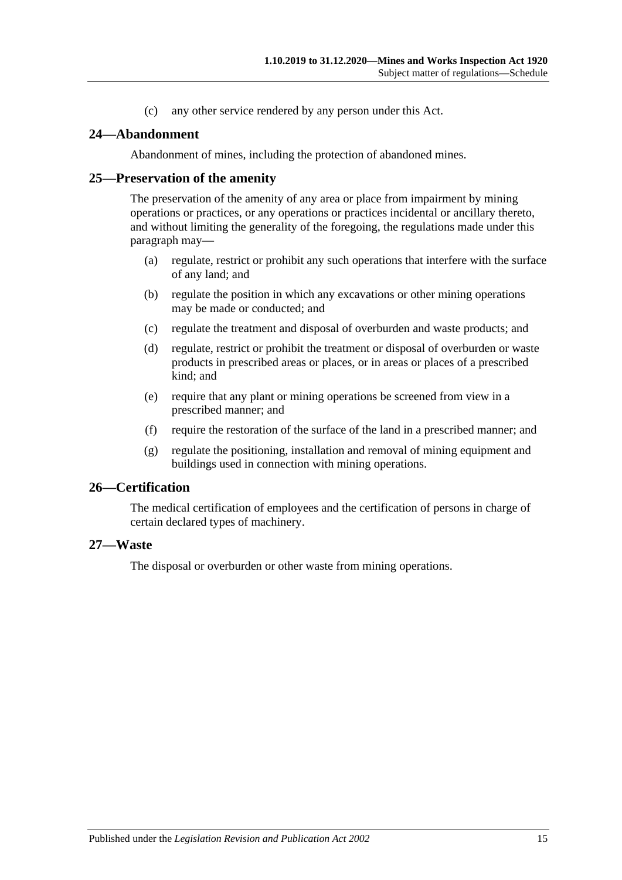(c) any other service rendered by any person under this Act.

## 24—Abandonment

Abandonment of mines, including the protection of abandoned mines.

## 25—Preservation of the amenity

The preservation of the amenity of any area or place from impairment by mining operations or practices, or any operations or practices incidental or ancillary thereto, and without limiting the generality of the foregoing, the regulations made under this paragraph may—

(a) regulate, restrict or prohibit any such operations that interfere with the surface of any land; and

(b) regulate the position in which any excavations or other mining operations may be made or conducted; and

(c) regulate the treatment and disposal of overburden and waste products; and

(d) regulate, restrict or prohibit the treatment or disposal of overburden or waste products in prescribed areas or places, or in areas or places of a prescribed kind; and

(e) require that any plant or mining operations be screened from view in a prescribed manner; and

(f) require the restoration of the surface of the land in a prescribed manner; and

(g) regulate the positioning, installation and removal of mining equipment and buildings used in connection with mining operations.

## 26—Certification

The medical certification of employees and the certification of persons in charge of certain declared types of machinery.

## 27—Waste

The disposal or overburden or other waste from mining operations.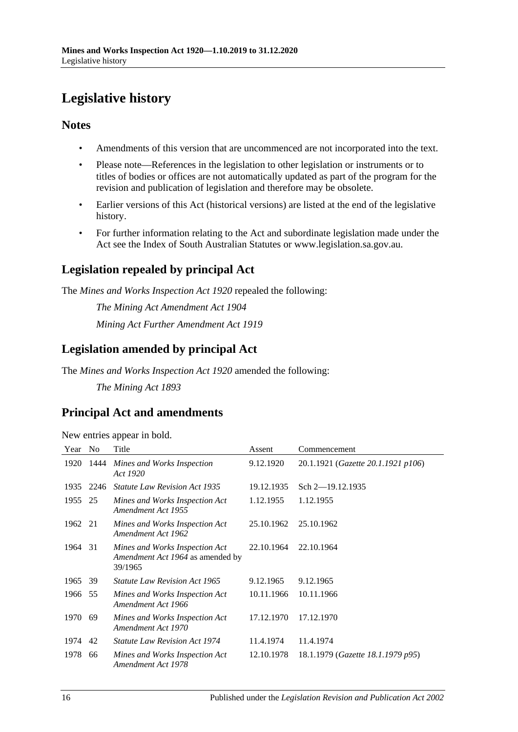# Legislative history

## Notes

- Amendments of this version that are uncommenced are not incorporated into the text.
- Please note—References in the legislation to other legislation or instruments or to titles of bodies or offices are not automatically updated as part of the program for the revision and publication of legislation and therefore may be obsolete.
- Earlier versions of this Act (historical versions) are listed at the end of the legislative history.
- For further information relating to the Act and subordinate legislation made under the Act see the Index of South Australian Statutes or www.legislation.sa.gov.au.

## Legislation repealed by principal Act

The *Mines and Works Inspection Act 1920* repealed the following:

*The Mining Act Amendment Act 1904*

*Mining Act Further Amendment Act 1919*

## Legislation amended by principal Act

The *Mines and Works Inspection Act 1920* amended the following:

*The Mining Act 1893*

## Principal Act and amendments

New entries appear in bold.

| Year | No | Title | Assent | Commencement |
|---|---|---|---|---|
| 1920 | 1444 | *Mines and Works Inspection Act 1920* | 9.12.1920 | 20.1.1921 (*Gazette 20.1.1921 p106*) |
| 1935 | 2246 | *Statute Law Revision Act 1935* | 19.12.1935 | Sch 2—19.12.1935 |
| 1955 | 25 | *Mines and Works Inspection Act Amendment Act 1955* | 1.12.1955 | 1.12.1955 |
| 1962 | 21 | *Mines and Works Inspection Act Amendment Act 1962* | 25.10.1962 | 25.10.1962 |
| 1964 | 31 | *Mines and Works Inspection Act Amendment Act 1964* as amended by 39/1965 | 22.10.1964 | 22.10.1964 |
| 1965 | 39 | *Statute Law Revision Act 1965* | 9.12.1965 | 9.12.1965 |
| 1966 | 55 | *Mines and Works Inspection Act Amendment Act 1966* | 10.11.1966 | 10.11.1966 |
| 1970 | 69 | *Mines and Works Inspection Act Amendment Act 1970* | 17.12.1970 | 17.12.1970 |
| 1974 | 42 | *Statute Law Revision Act 1974* | 11.4.1974 | 11.4.1974 |
| 1978 | 66 | *Mines and Works Inspection Act Amendment Act 1978* | 12.10.1978 | 18.1.1979 (*Gazette 18.1.1979 p95*) |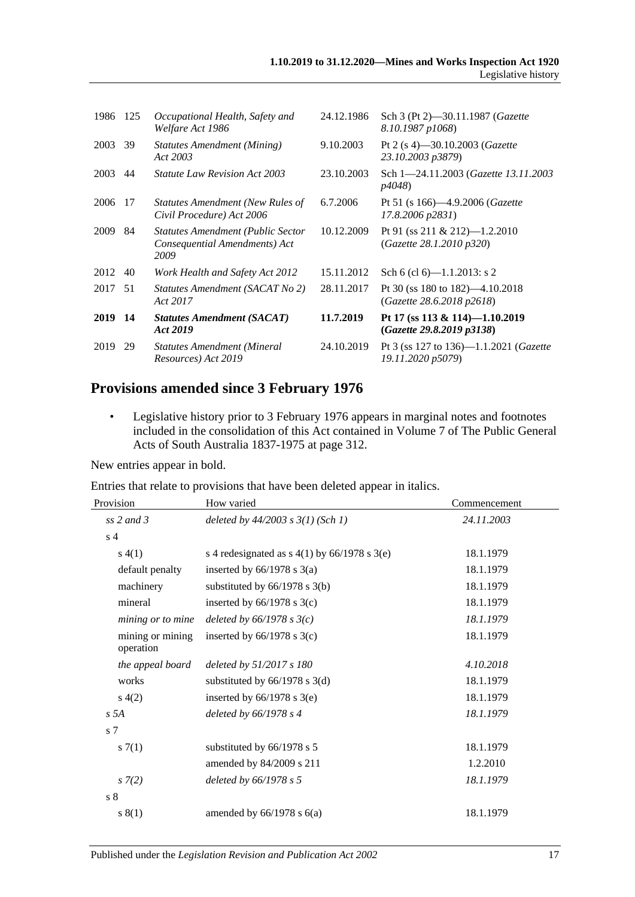| | | | | |
|---|---|---|---|---|
| 1986 | 125 | *Occupational Health, Safety and Welfare Act 1986* | 24.12.1986 | Sch 3 (Pt 2)—30.11.1987 (*Gazette 8.10.1987 p1068*) |
| 2003 | 39 | *Statutes Amendment (Mining) Act 2003* | 9.10.2003 | Pt 2 (s 4)—30.10.2003 (*Gazette 23.10.2003 p3879*) |
| 2003 | 44 | *Statute Law Revision Act 2003* | 23.10.2003 | Sch 1—24.11.2003 (*Gazette 13.11.2003 p4048*) |
| 2006 | 17 | *Statutes Amendment (New Rules of Civil Procedure) Act 2006* | 6.7.2006 | Pt 51 (s 166)—4.9.2006 (*Gazette 17.8.2006 p2831*) |
| 2009 | 84 | *Statutes Amendment (Public Sector Consequential Amendments) Act 2009* | 10.12.2009 | Pt 91 (ss 211 & 212)—1.2.2010 (*Gazette 28.1.2010 p320*) |
| 2012 | 40 | *Work Health and Safety Act 2012* | 15.11.2012 | Sch 6 (cl 6)—1.1.2013: s 2 |
| 2017 | 51 | *Statutes Amendment (SACAT No 2) Act 2017* | 28.11.2017 | Pt 30 (ss 180 to 182)—4.10.2018 (*Gazette 28.6.2018 p2618*) |
| **2019** | **14** | ***Statutes Amendment (SACAT) Act 2019*** | **11.7.2019** | **Pt 17 (ss 113 & 114)—1.10.2019 (*Gazette 29.8.2019 p3138*)** |
| 2019 | 29 | *Statutes Amendment (Mineral Resources) Act 2019* | 24.10.2019 | Pt 3 (ss 127 to 136)—1.1.2021 (*Gazette 19.11.2020 p5079*) |

## Provisions amended since 3 February 1976

- Legislative history prior to 3 February 1976 appears in marginal notes and footnotes included in the consolidation of this Act contained in Volume 7 of The Public General Acts of South Australia 1837-1975 at page 312.

New entries appear in bold.

Entries that relate to provisions that have been deleted appear in italics.

| Provision | How varied | Commencement |
|---|---|---|
| *ss 2 and 3* | *deleted by 44/2003 s 3(1) (Sch 1)* | *24.11.2003* |
| s 4 | | |
| s 4(1) | s 4 redesignated as s 4(1) by 66/1978 s 3(e) | 18.1.1979 |
| default penalty | inserted by 66/1978 s 3(a) | 18.1.1979 |
| machinery | substituted by 66/1978 s 3(b) | 18.1.1979 |
| mineral | inserted by 66/1978 s 3(c) | 18.1.1979 |
| *mining or to mine* | *deleted by 66/1978 s 3(c)* | *18.1.1979* |
| mining or mining operation | inserted by 66/1978 s 3(c) | 18.1.1979 |
| *the appeal board* | *deleted by 51/2017 s 180* | *4.10.2018* |
| works | substituted by 66/1978 s 3(d) | 18.1.1979 |
| s 4(2) | inserted by 66/1978 s 3(e) | 18.1.1979 |
| *s 5A* | *deleted by 66/1978 s 4* | *18.1.1979* |
| s 7 | | |
| s 7(1) | substituted by 66/1978 s 5 | 18.1.1979 |
| | amended by 84/2009 s 211 | 1.2.2010 |
| *s 7(2)* | *deleted by 66/1978 s 5* | *18.1.1979* |
| s 8 | | |
| s 8(1) | amended by 66/1978 s 6(a) | 18.1.1979 |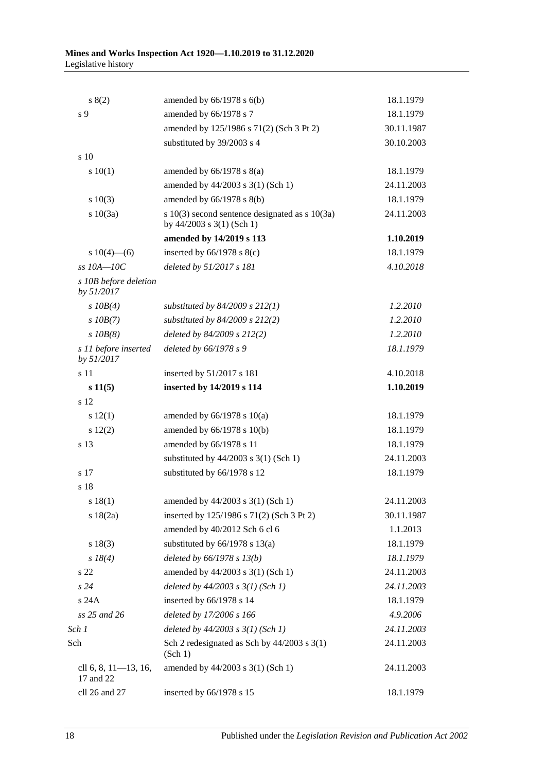| | | |
|---|---|---|
| s 8(2) | amended by 66/1978 s 6(b) | 18.1.1979 |
| s 9 | amended by 66/1978 s 7 | 18.1.1979 |
| | amended by 125/1986 s 71(2) (Sch 3 Pt 2) | 30.11.1987 |
| | substituted by 39/2003 s 4 | 30.10.2003 |
| s 10 | | |
| s 10(1) | amended by 66/1978 s 8(a) | 18.1.1979 |
| | amended by 44/2003 s 3(1) (Sch 1) | 24.11.2003 |
| s 10(3) | amended by 66/1978 s 8(b) | 18.1.1979 |
| s 10(3a) | s 10(3) second sentence designated as s 10(3a) by 44/2003 s 3(1) (Sch 1) | 24.11.2003 |
| | **amended by 14/2019 s 113** | **1.10.2019** |
| s 10(4)—(6) | inserted by 66/1978 s 8(c) | 18.1.1979 |
| *ss 10A—10C* | *deleted by 51/2017 s 181* | *4.10.2018* |
| *s 10B before deletion by 51/2017* | | |
| *s 10B(4)* | *substituted by 84/2009 s 212(1)* | *1.2.2010* |
| *s 10B(7)* | *substituted by 84/2009 s 212(2)* | *1.2.2010* |
| *s 10B(8)* | *deleted by 84/2009 s 212(2)* | *1.2.2010* |
| *s 11 before inserted by 51/2017* | *deleted by 66/1978 s 9* | *18.1.1979* |
| s 11 | inserted by 51/2017 s 181 | 4.10.2018 |
| **s 11(5)** | **inserted by 14/2019 s 114** | **1.10.2019** |
| s 12 | | |
| s 12(1) | amended by 66/1978 s 10(a) | 18.1.1979 |
| s 12(2) | amended by 66/1978 s 10(b) | 18.1.1979 |
| s 13 | amended by 66/1978 s 11 | 18.1.1979 |
| | substituted by 44/2003 s 3(1) (Sch 1) | 24.11.2003 |
| s 17 | substituted by 66/1978 s 12 | 18.1.1979 |
| s 18 | | |
| s 18(1) | amended by 44/2003 s 3(1) (Sch 1) | 24.11.2003 |
| s 18(2a) | inserted by 125/1986 s 71(2) (Sch 3 Pt 2) | 30.11.1987 |
| | amended by 40/2012 Sch 6 cl 6 | 1.1.2013 |
| s 18(3) | substituted by 66/1978 s 13(a) | 18.1.1979 |
| *s 18(4)* | *deleted by 66/1978 s 13(b)* | *18.1.1979* |
| s 22 | amended by 44/2003 s 3(1) (Sch 1) | 24.11.2003 |
| *s 24* | *deleted by 44/2003 s 3(1) (Sch 1)* | *24.11.2003* |
| s 24A | inserted by 66/1978 s 14 | 18.1.1979 |
| *ss 25 and 26* | *deleted by 17/2006 s 166* | *4.9.2006* |
| *Sch 1* | *deleted by 44/2003 s 3(1) (Sch 1)* | *24.11.2003* |
| Sch | Sch 2 redesignated as Sch by 44/2003 s 3(1) (Sch 1) | 24.11.2003 |
| cll 6, 8, 11—13, 16, 17 and 22 | amended by 44/2003 s 3(1) (Sch 1) | 24.11.2003 |
| cll 26 and 27 | inserted by 66/1978 s 15 | 18.1.1979 |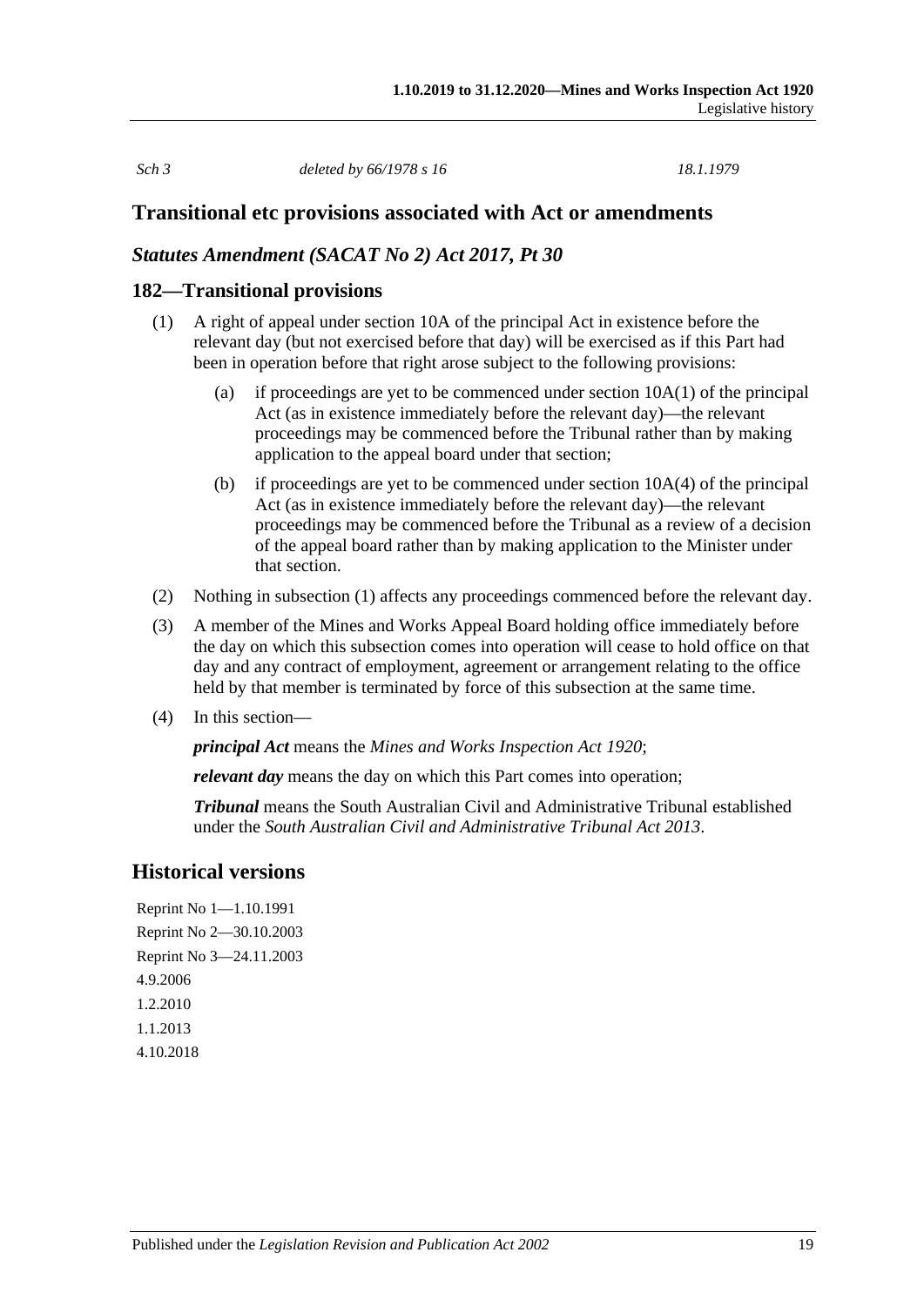| | | |
|---|---|---|
| *Sch 3* | *deleted by 66/1978 s 16* | *18.1.1979* |

## Transitional etc provisions associated with Act or amendments

### *Statutes Amendment (SACAT No 2) Act 2017, Pt 30*

### 182—Transitional provisions

(1) A right of appeal under section 10A of the principal Act in existence before the relevant day (but not exercised before that day) will be exercised as if this Part had been in operation before that right arose subject to the following provisions:

- (a) if proceedings are yet to be commenced under section 10A(1) of the principal Act (as in existence immediately before the relevant day)—the relevant proceedings may be commenced before the Tribunal rather than by making application to the appeal board under that section;
- (b) if proceedings are yet to be commenced under section 10A(4) of the principal Act (as in existence immediately before the relevant day)—the relevant proceedings may be commenced before the Tribunal as a review of a decision of the appeal board rather than by making application to the Minister under that section.

(2) Nothing in subsection (1) affects any proceedings commenced before the relevant day.

(3) A member of the Mines and Works Appeal Board holding office immediately before the day on which this subsection comes into operation will cease to hold office on that day and any contract of employment, agreement or arrangement relating to the office held by that member is terminated by force of this subsection at the same time.

(4) In this section—

***principal Act*** means the *Mines and Works Inspection Act 1920*;

***relevant day*** means the day on which this Part comes into operation;

***Tribunal*** means the South Australian Civil and Administrative Tribunal established under the *South Australian Civil and Administrative Tribunal Act 2013*.

## Historical versions

Reprint No 1—1.10.1991

Reprint No 2—30.10.2003

Reprint No 3—24.11.2003

4.9.2006

1.2.2010

1.1.2013

4.10.2018